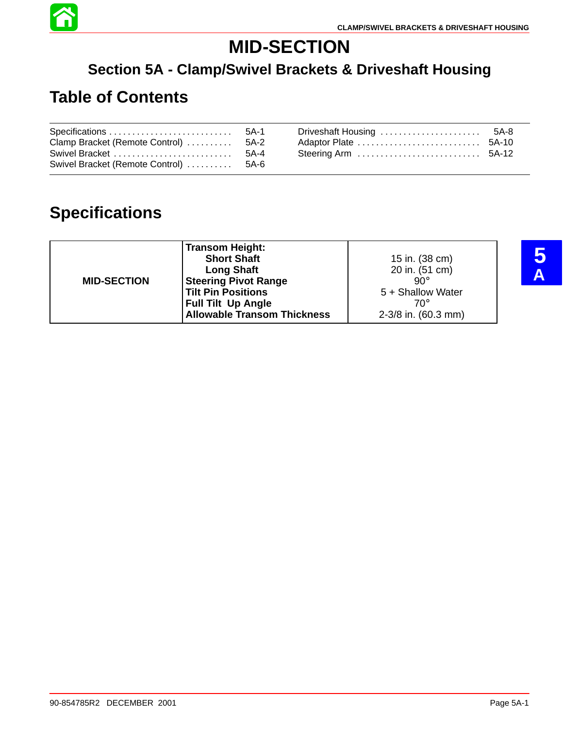# MID-SECTION

## Section 5A - Clamp/Swivel Brackets & Driveshaft Housing

## Table of Contents

| | | | |
|---|---|---|---|
| Specifications | 5A-1 | Driveshaft Housing | 5A-8 |
| Clamp Bracket (Remote Control) | 5A-2 | Adaptor Plate | 5A-10 |
| Swivel Bracket | 5A-4 | Steering Arm | 5A-12 |
| Swivel Bracket (Remote Control) | 5A-6 | | |

## Specifications

| | | |
|---|---|---|
| **MID-SECTION** | **Transom Height:** | |
| | **Short Shaft** | 15 in. (38 cm) |
| | **Long Shaft** | 20 in. (51 cm) |
| | **Steering Pivot Range** | 90° |
| | **Tilt Pin Positions** | 5 + Shallow Water |
| | **Full Tilt Up Angle** | 70° |
| | **Allowable Transom Thickness** | 2-3/8 in. (60.3 mm) |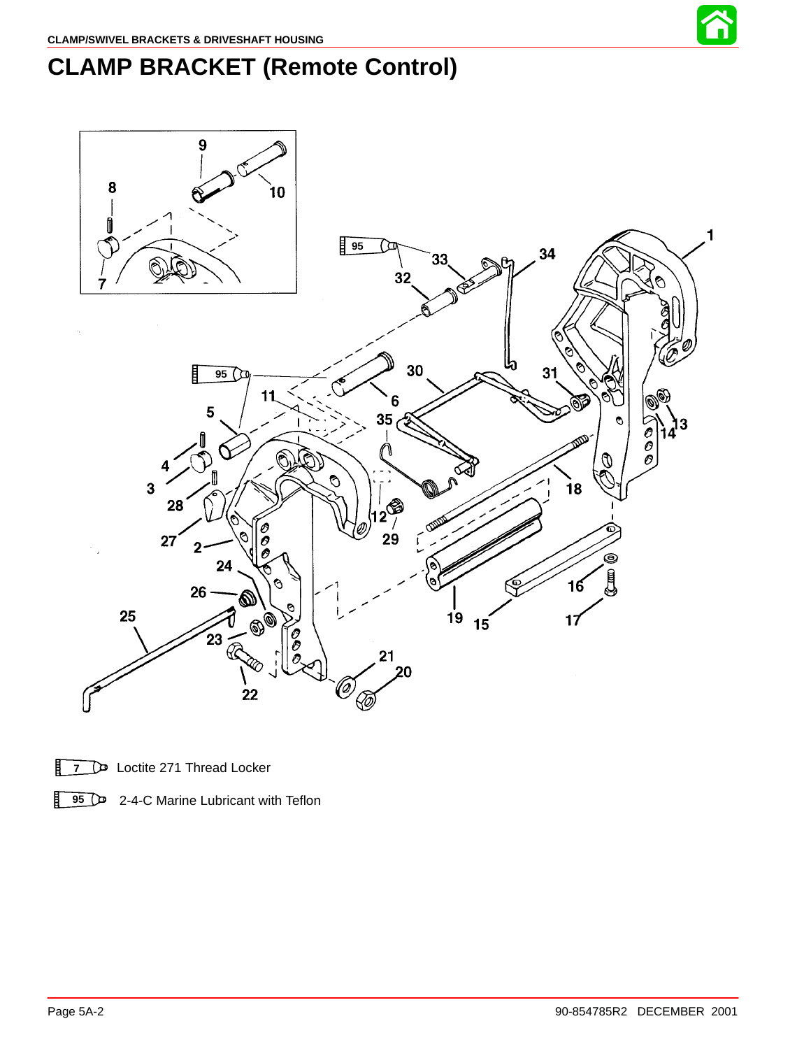# CLAMP BRACKET (Remote Control)

7 Loctite 271 Thread Locker

95 2-4-C Marine Lubricant with Teflon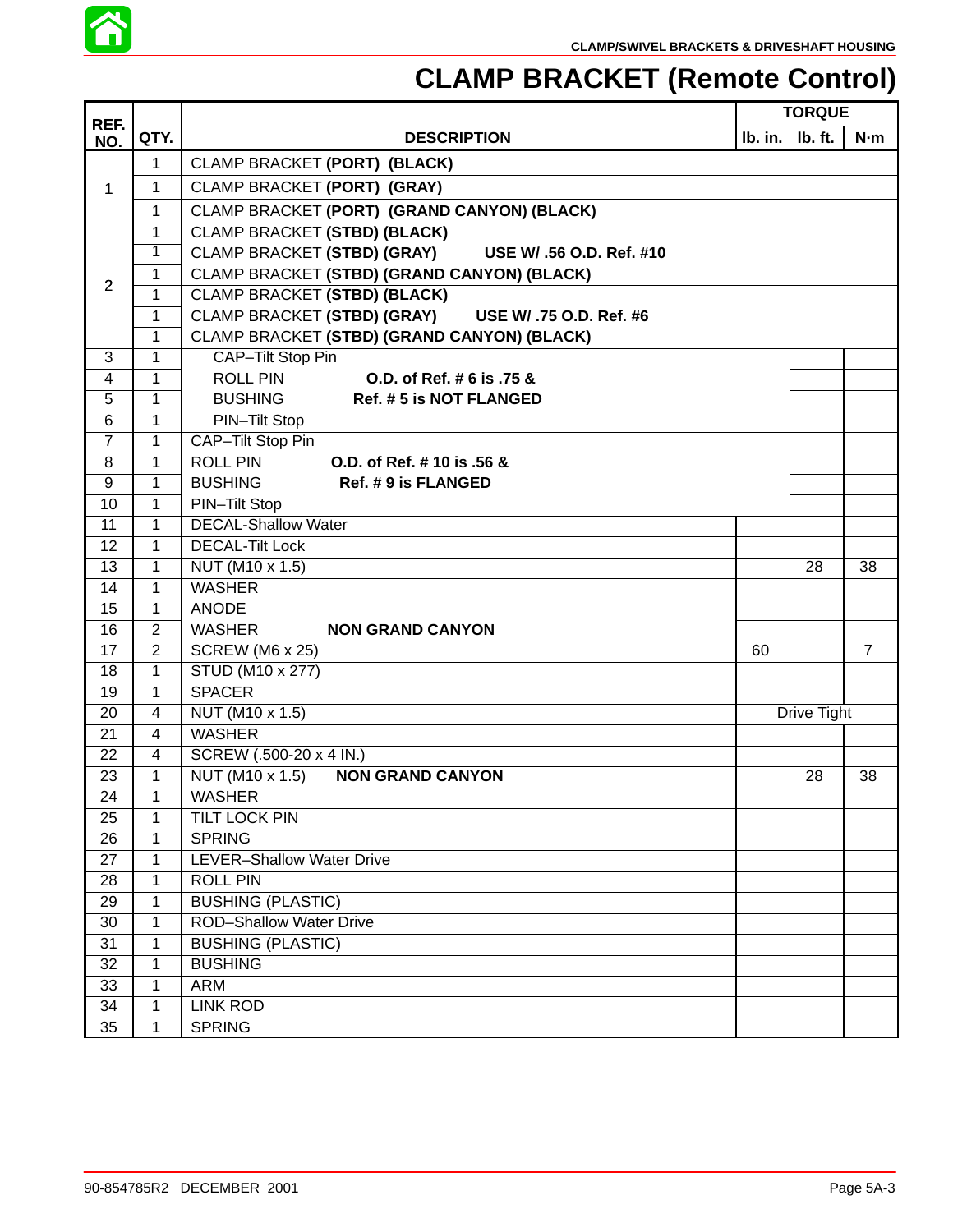# CLAMP BRACKET (Remote Control)

| REF. NO. | QTY. | DESCRIPTION | TORQUE lb. in. | TORQUE lb. ft. | TORQUE N·m |
|---|---|---|---|---|---|
| 1 | 1 | CLAMP BRACKET **(PORT) (BLACK)** | | | |
| | 1 | CLAMP BRACKET **(PORT) (GRAY)** | | | |
| | 1 | CLAMP BRACKET **(PORT) (GRAND CANYON) (BLACK)** | | | |
| 2 | 1 | CLAMP BRACKET **(STBD) (BLACK)** | | | |
| | 1 | CLAMP BRACKET **(STBD) (GRAY)** **USE W/ .56 O.D. Ref. #10** | | | |
| | 1 | CLAMP BRACKET **(STBD) (GRAND CANYON) (BLACK)** | | | |
| | 1 | CLAMP BRACKET **(STBD) (BLACK)** | | | |
| | 1 | CLAMP BRACKET **(STBD) (GRAY)** **USE W/ .75 O.D. Ref. #6** | | | |
| | 1 | CLAMP BRACKET **(STBD) (GRAND CANYON) (BLACK)** | | | |
| 3 | 1 | CAP–Tilt Stop Pin | | | |
| 4 | 1 | ROLL PIN **O.D. of Ref. # 6 is .75 &** | | | |
| 5 | 1 | BUSHING **Ref. # 5 is NOT FLANGED** | | | |
| 6 | 1 | PIN–Tilt Stop | | | |
| 7 | 1 | CAP–Tilt Stop Pin | | | |
| 8 | 1 | ROLL PIN **O.D. of Ref. # 10 is .56 &** | | | |
| 9 | 1 | BUSHING **Ref. # 9 is FLANGED** | | | |
| 10 | 1 | PIN–Tilt Stop | | | |
| 11 | 1 | DECAL-Shallow Water | | | |
| 12 | 1 | DECAL-Tilt Lock | | | |
| 13 | 1 | NUT (M10 x 1.5) | | 28 | 38 |
| 14 | 1 | WASHER | | | |
| 15 | 1 | ANODE | | | |
| 16 | 2 | WASHER **NON GRAND CANYON** | | | |
| 17 | 2 | SCREW (M6 x 25) | 60 | | 7 |
| 18 | 1 | STUD (M10 x 277) | | | |
| 19 | 1 | SPACER | | | |
| 20 | 4 | NUT (M10 x 1.5) | | Drive Tight | |
| 21 | 4 | WASHER | | | |
| 22 | 4 | SCREW (.500-20 x 4 IN.) | | | |
| 23 | 1 | NUT (M10 x 1.5) **NON GRAND CANYON** | | 28 | 38 |
| 24 | 1 | WASHER | | | |
| 25 | 1 | TILT LOCK PIN | | | |
| 26 | 1 | SPRING | | | |
| 27 | 1 | LEVER–Shallow Water Drive | | | |
| 28 | 1 | ROLL PIN | | | |
| 29 | 1 | BUSHING (PLASTIC) | | | |
| 30 | 1 | ROD–Shallow Water Drive | | | |
| 31 | 1 | BUSHING (PLASTIC) | | | |
| 32 | 1 | BUSHING | | | |
| 33 | 1 | ARM | | | |
| 34 | 1 | LINK ROD | | | |
| 35 | 1 | SPRING | | | |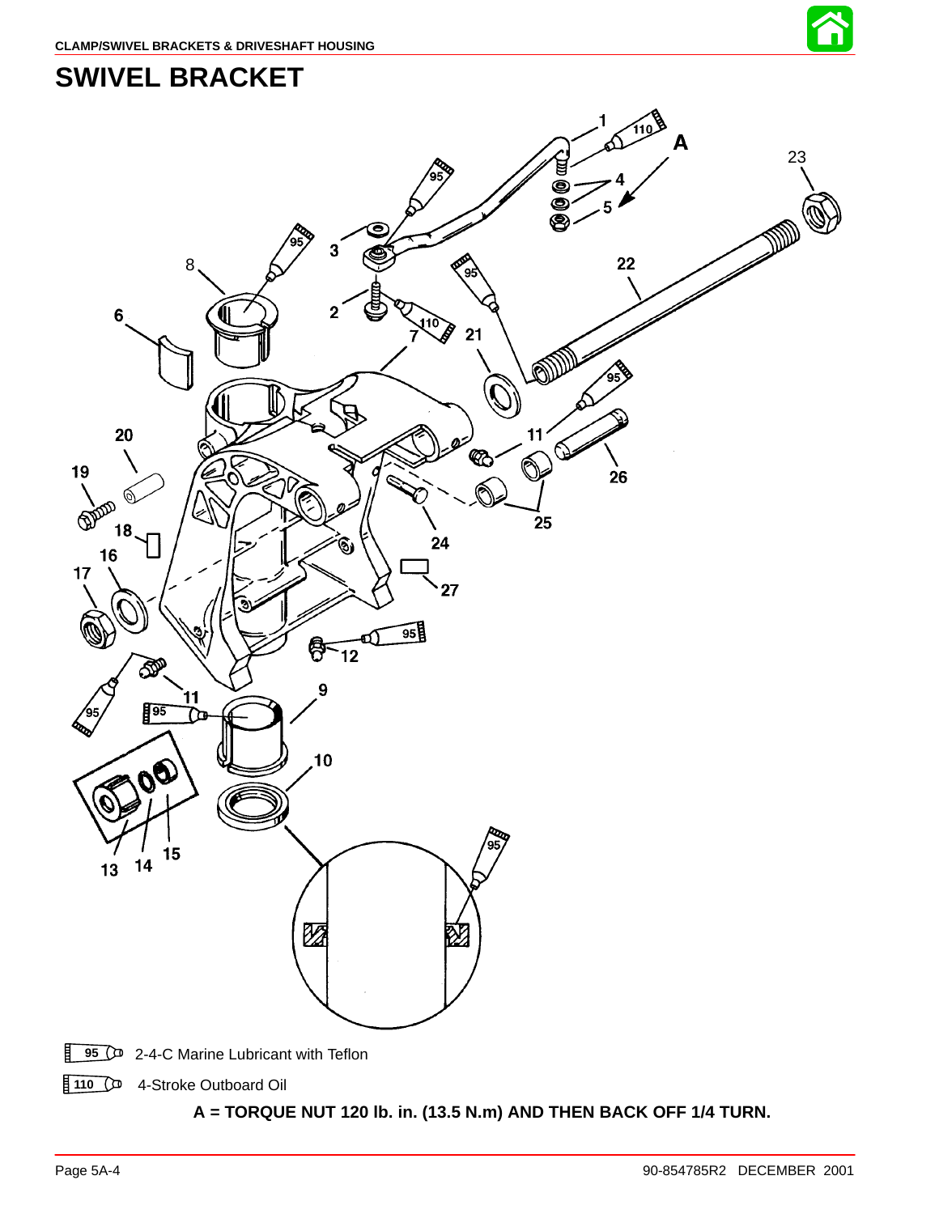# SWIVEL BRACKET

95 — 2-4-C Marine Lubricant with Teflon

110 — 4-Stroke Outboard Oil

**A = TORQUE NUT 120 lb. in. (13.5 N.m) AND THEN BACK OFF 1/4 TURN.**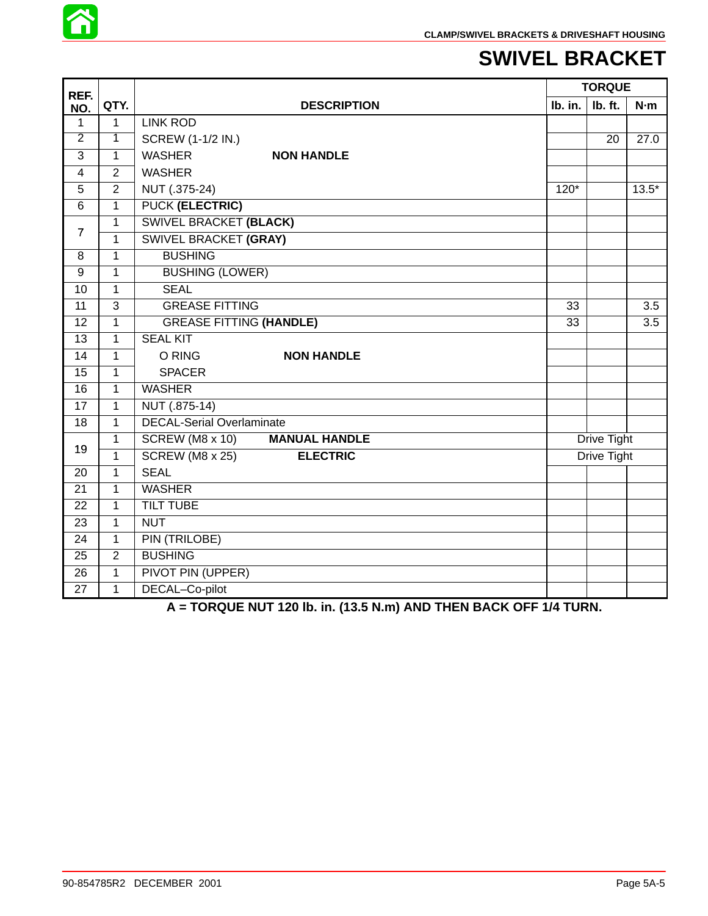# SWIVEL BRACKET

| REF. NO. | QTY. | DESCRIPTION | TORQUE | | |
|---|---|---|---|---|---|
| | | | lb. in. | lb. ft. | N·m |
| 1 | 1 | LINK ROD | | | |
| 2 | 1 | SCREW (1-1/2 IN.) | | 20 | 27.0 |
| 3 | 1 | WASHER **NON HANDLE** | | | |
| 4 | 2 | WASHER | | | |
| 5 | 2 | NUT (.375-24) | 120* | | 13.5* |
| 6 | 1 | PUCK **(ELECTRIC)** | | | |
| 7 | 1 | SWIVEL BRACKET **(BLACK)** | | | |
| | 1 | SWIVEL BRACKET **(GRAY)** | | | |
| 8 | 1 | BUSHING | | | |
| 9 | 1 | BUSHING (LOWER) | | | |
| 10 | 1 | SEAL | | | |
| 11 | 3 | GREASE FITTING | 33 | | 3.5 |
| 12 | 1 | GREASE FITTING **(HANDLE)** | 33 | | 3.5 |
| 13 | 1 | SEAL KIT | | | |
| 14 | 1 | O RING **NON HANDLE** | | | |
| 15 | 1 | SPACER | | | |
| 16 | 1 | WASHER | | | |
| 17 | 1 | NUT (.875-14) | | | |
| 18 | 1 | DECAL-Serial Overlaminate | | | |
| 19 | 1 | SCREW (M8 x 10) **MANUAL HANDLE** | Drive Tight | | |
| | 1 | SCREW (M8 x 25) **ELECTRIC** | Drive Tight | | |
| 20 | 1 | SEAL | | | |
| 21 | 1 | WASHER | | | |
| 22 | 1 | TILT TUBE | | | |
| 23 | 1 | NUT | | | |
| 24 | 1 | PIN (TRILOBE) | | | |
| 25 | 2 | BUSHING | | | |
| 26 | 1 | PIVOT PIN (UPPER) | | | |
| 27 | 1 | DECAL–Co-pilot | | | |

**A = TORQUE NUT 120 lb. in. (13.5 N.m) AND THEN BACK OFF 1/4 TURN.**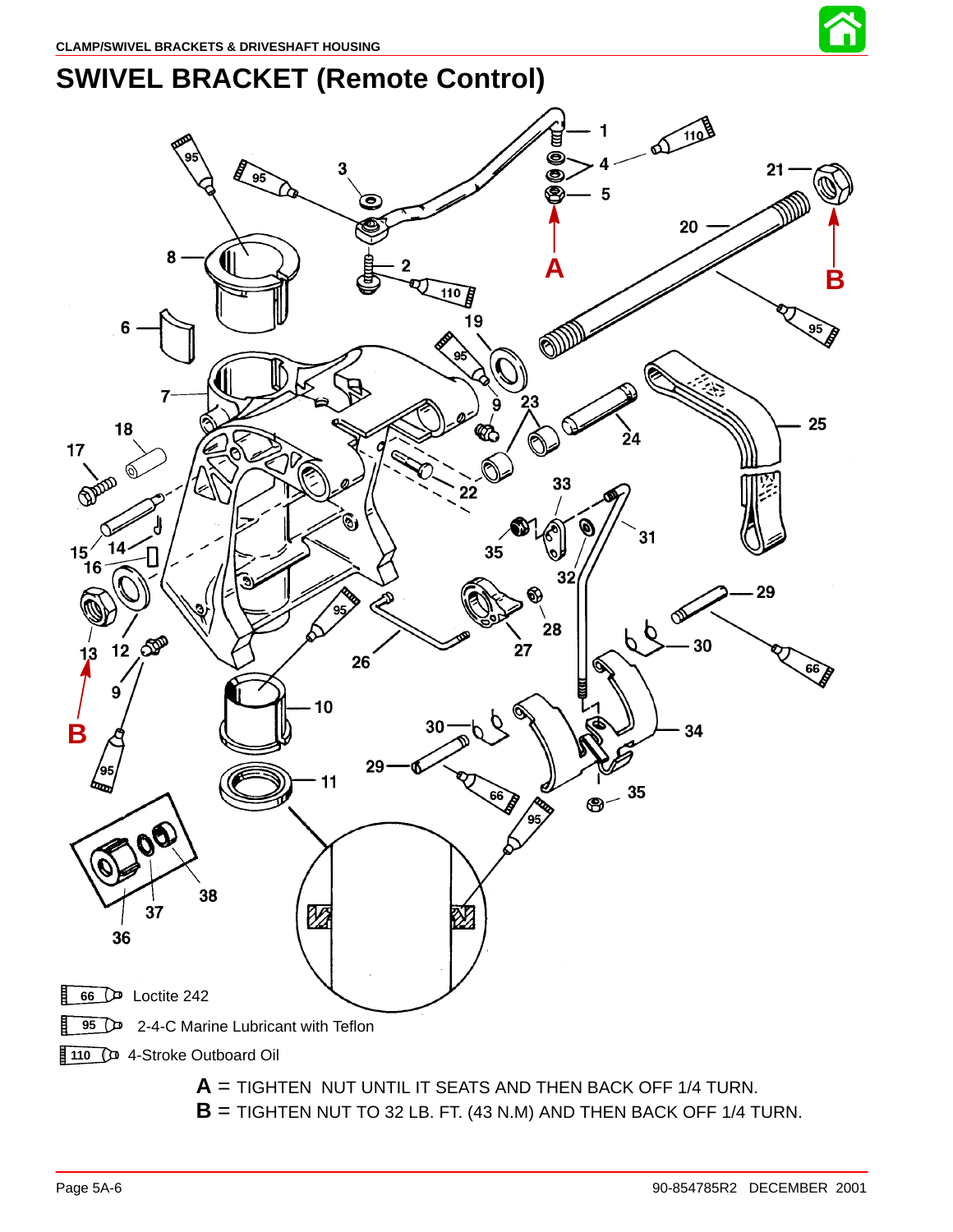# SWIVEL BRACKET (Remote Control)

66 Loctite 242

95 2-4-C Marine Lubricant with Teflon

110 4-Stroke Outboard Oil

**A** = TIGHTEN NUT UNTIL IT SEATS AND THEN BACK OFF 1/4 TURN.

**B** = TIGHTEN NUT TO 32 LB. FT. (43 N.M) AND THEN BACK OFF 1/4 TURN.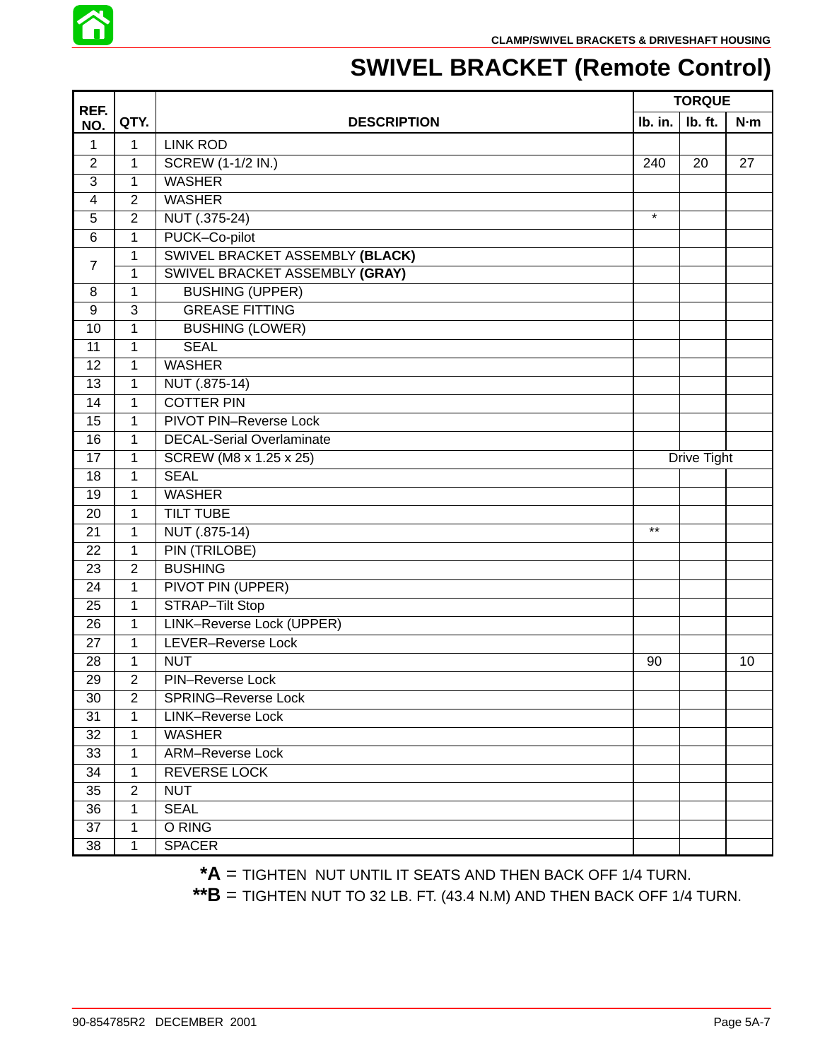# SWIVEL BRACKET (Remote Control)

| REF. NO. | QTY. | DESCRIPTION | TORQUE | | |
|---|---|---|---|---|---|
| | | | lb. in. | lb. ft. | N·m |
| 1 | 1 | LINK ROD | | | |
| 2 | 1 | SCREW (1-1/2 IN.) | 240 | 20 | 27 |
| 3 | 1 | WASHER | | | |
| 4 | 2 | WASHER | | | |
| 5 | 2 | NUT (.375-24) | * | | |
| 6 | 1 | PUCK–Co-pilot | | | |
| 7 | 1 | SWIVEL BRACKET ASSEMBLY **(BLACK)** | | | |
| | 1 | SWIVEL BRACKET ASSEMBLY **(GRAY)** | | | |
| 8 | 1 | BUSHING (UPPER) | | | |
| 9 | 3 | GREASE FITTING | | | |
| 10 | 1 | BUSHING (LOWER) | | | |
| 11 | 1 | SEAL | | | |
| 12 | 1 | WASHER | | | |
| 13 | 1 | NUT (.875-14) | | | |
| 14 | 1 | COTTER PIN | | | |
| 15 | 1 | PIVOT PIN–Reverse Lock | | | |
| 16 | 1 | DECAL-Serial Overlaminate | | | |
| 17 | 1 | SCREW (M8 x 1.25 x 25) | Drive Tight | | |
| 18 | 1 | SEAL | | | |
| 19 | 1 | WASHER | | | |
| 20 | 1 | TILT TUBE | | | |
| 21 | 1 | NUT (.875-14) | ** | | |
| 22 | 1 | PIN (TRILOBE) | | | |
| 23 | 2 | BUSHING | | | |
| 24 | 1 | PIVOT PIN (UPPER) | | | |
| 25 | 1 | STRAP–Tilt Stop | | | |
| 26 | 1 | LINK–Reverse Lock (UPPER) | | | |
| 27 | 1 | LEVER–Reverse Lock | | | |
| 28 | 1 | NUT | 90 | | 10 |
| 29 | 2 | PIN–Reverse Lock | | | |
| 30 | 2 | SPRING–Reverse Lock | | | |
| 31 | 1 | LINK–Reverse Lock | | | |
| 32 | 1 | WASHER | | | |
| 33 | 1 | ARM–Reverse Lock | | | |
| 34 | 1 | REVERSE LOCK | | | |
| 35 | 2 | NUT | | | |
| 36 | 1 | SEAL | | | |
| 37 | 1 | O RING | | | |
| 38 | 1 | SPACER | | | |

**\*A** = TIGHTEN NUT UNTIL IT SEATS AND THEN BACK OFF 1/4 TURN.

**\*\*B** = TIGHTEN NUT TO 32 LB. FT. (43.4 N.M) AND THEN BACK OFF 1/4 TURN.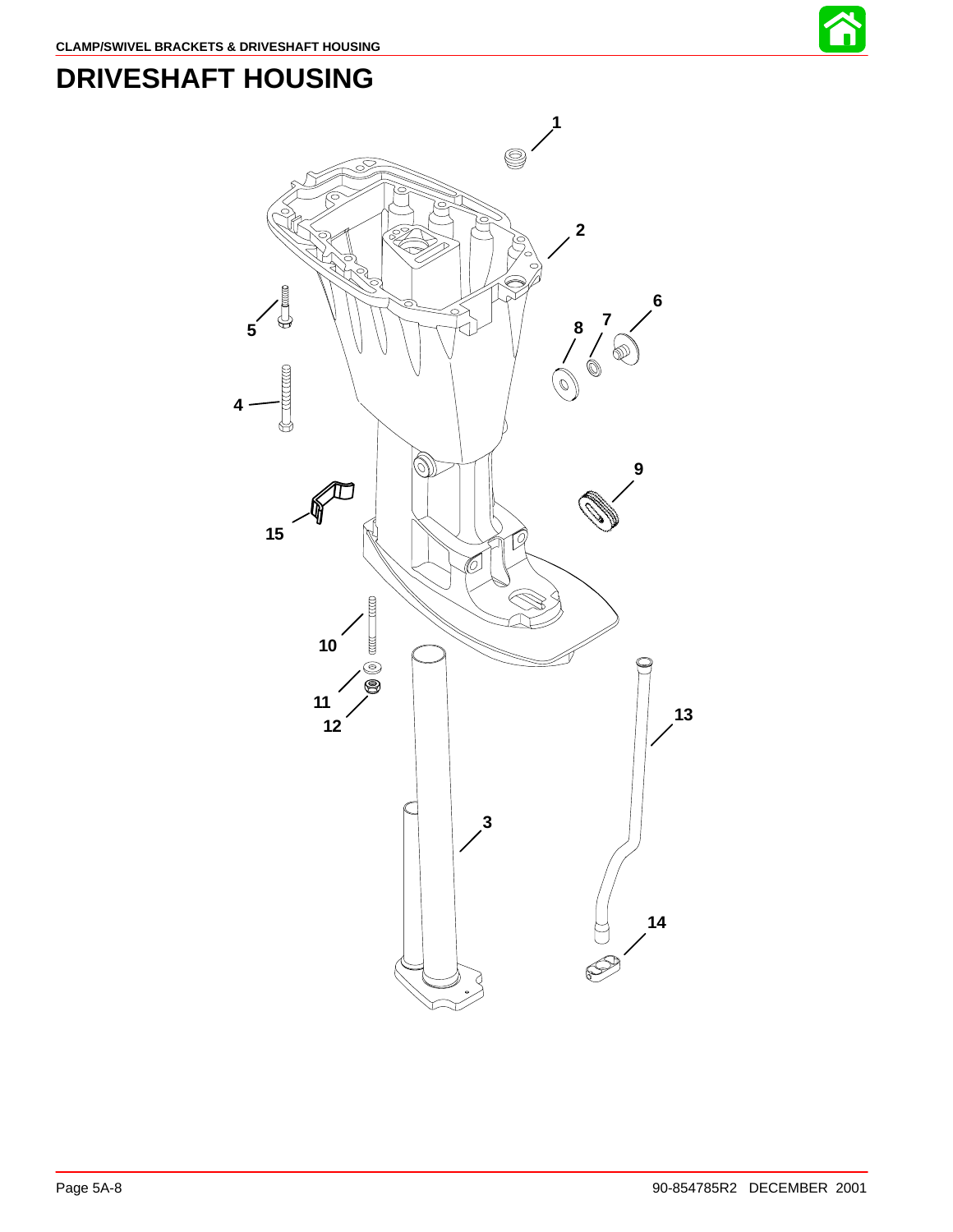# DRIVESHAFT HOUSING

1

2

5

6

7

8

4

9

15

10

11

12

13

3

14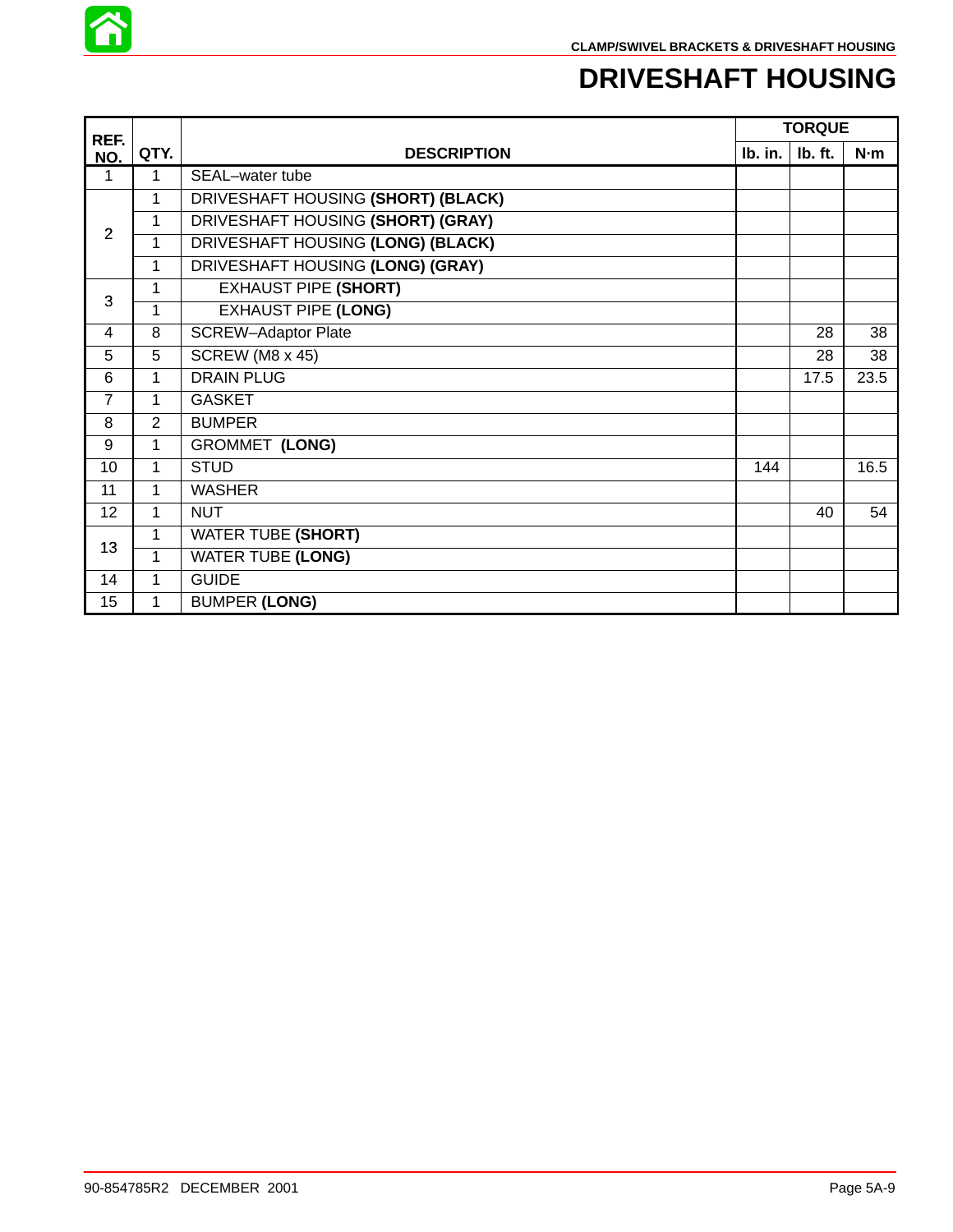# DRIVESHAFT HOUSING

| REF. NO. | QTY. | DESCRIPTION | TORQUE | | |
|---|---|---|---|---|---|
| | | | lb. in. | lb. ft. | N·m |
| 1 | 1 | SEAL–water tube | | | |
| 2 | 1 | DRIVESHAFT HOUSING **(SHORT) (BLACK)** | | | |
| | 1 | DRIVESHAFT HOUSING **(SHORT) (GRAY)** | | | |
| | 1 | DRIVESHAFT HOUSING **(LONG) (BLACK)** | | | |
| | 1 | DRIVESHAFT HOUSING **(LONG) (GRAY)** | | | |
| 3 | 1 | EXHAUST PIPE **(SHORT)** | | | |
| | 1 | EXHAUST PIPE **(LONG)** | | | |
| 4 | 8 | SCREW–Adaptor Plate | | 28 | 38 |
| 5 | 5 | SCREW (M8 x 45) | | 28 | 38 |
| 6 | 1 | DRAIN PLUG | | 17.5 | 23.5 |
| 7 | 1 | GASKET | | | |
| 8 | 2 | BUMPER | | | |
| 9 | 1 | GROMMET **(LONG)** | | | |
| 10 | 1 | STUD | 144 | | 16.5 |
| 11 | 1 | WASHER | | | |
| 12 | 1 | NUT | | 40 | 54 |
| 13 | 1 | WATER TUBE **(SHORT)** | | | |
| | 1 | WATER TUBE **(LONG)** | | | |
| 14 | 1 | GUIDE | | | |
| 15 | 1 | BUMPER **(LONG)** | | | |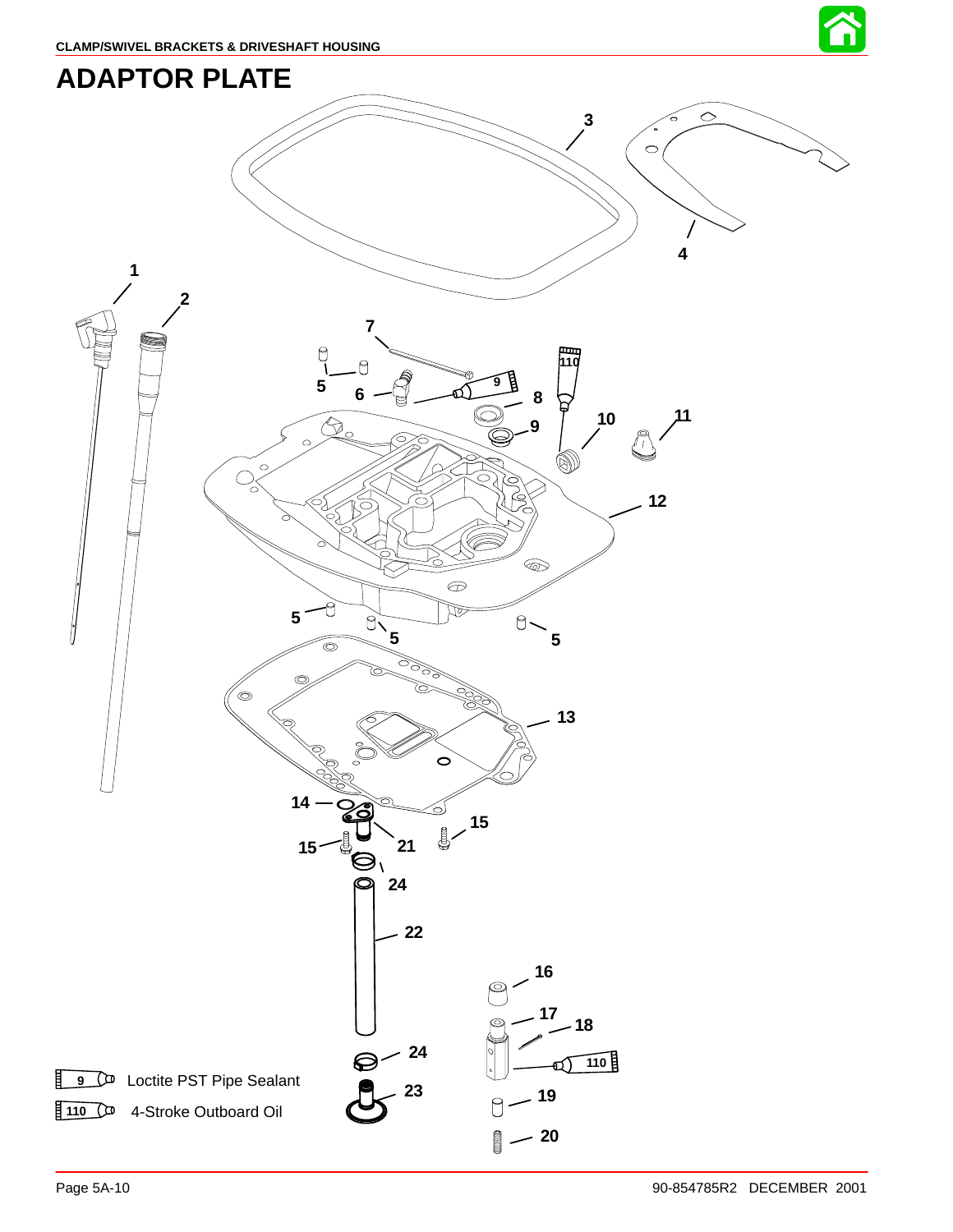# ADAPTOR PLATE

9 Loctite PST Pipe Sealant

110 4-Stroke Outboard Oil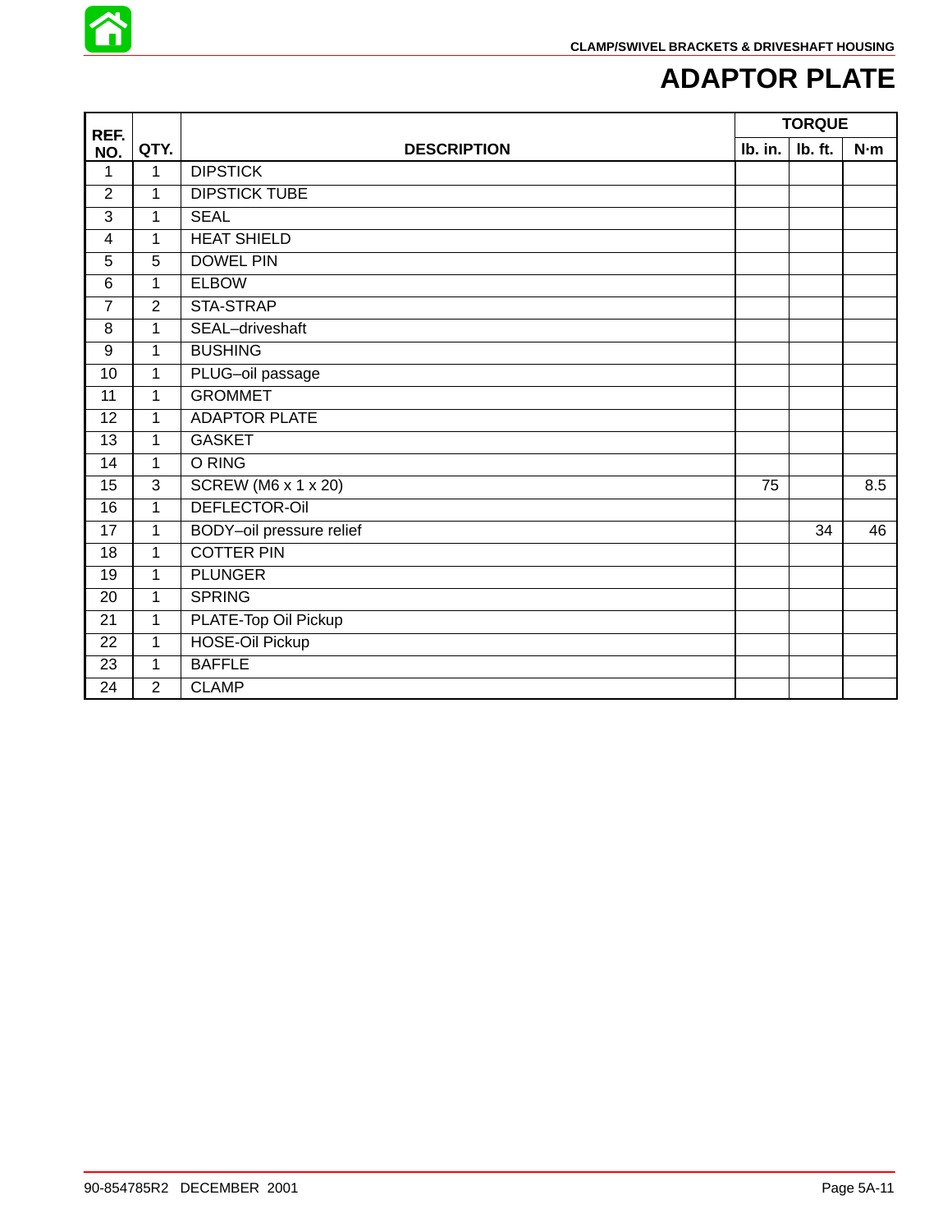# ADAPTOR PLATE

| REF. NO. | QTY. | DESCRIPTION | TORQUE | | |
|---|---|---|---|---|---|
| | | | lb. in. | lb. ft. | N·m |
| 1 | 1 | DIPSTICK | | | |
| 2 | 1 | DIPSTICK TUBE | | | |
| 3 | 1 | SEAL | | | |
| 4 | 1 | HEAT SHIELD | | | |
| 5 | 5 | DOWEL PIN | | | |
| 6 | 1 | ELBOW | | | |
| 7 | 2 | STA-STRAP | | | |
| 8 | 1 | SEAL–driveshaft | | | |
| 9 | 1 | BUSHING | | | |
| 10 | 1 | PLUG–oil passage | | | |
| 11 | 1 | GROMMET | | | |
| 12 | 1 | ADAPTOR PLATE | | | |
| 13 | 1 | GASKET | | | |
| 14 | 1 | O RING | | | |
| 15 | 3 | SCREW (M6 x 1 x 20) | 75 | | 8.5 |
| 16 | 1 | DEFLECTOR-Oil | | | |
| 17 | 1 | BODY–oil pressure relief | | 34 | 46 |
| 18 | 1 | COTTER PIN | | | |
| 19 | 1 | PLUNGER | | | |
| 20 | 1 | SPRING | | | |
| 21 | 1 | PLATE-Top Oil Pickup | | | |
| 22 | 1 | HOSE-Oil Pickup | | | |
| 23 | 1 | BAFFLE | | | |
| 24 | 2 | CLAMP | | | |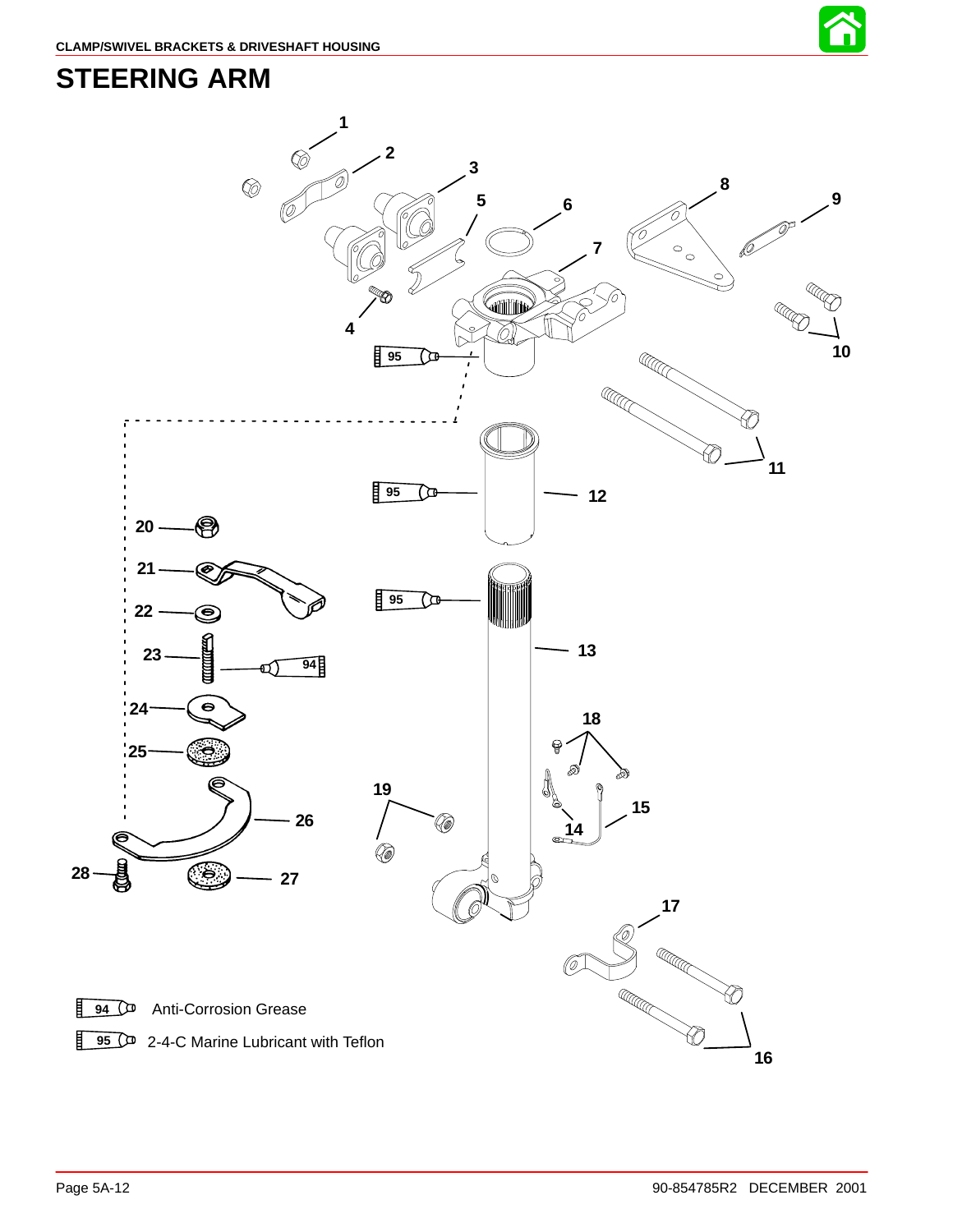# STEERING ARM

1
2
3
5
6
8
9
7
4
10
11
12
20
21
22
23
24
25
26
28
27
13
18
19
15
14
17
16

94 Anti-Corrosion Grease

95 2-4-C Marine Lubricant with Teflon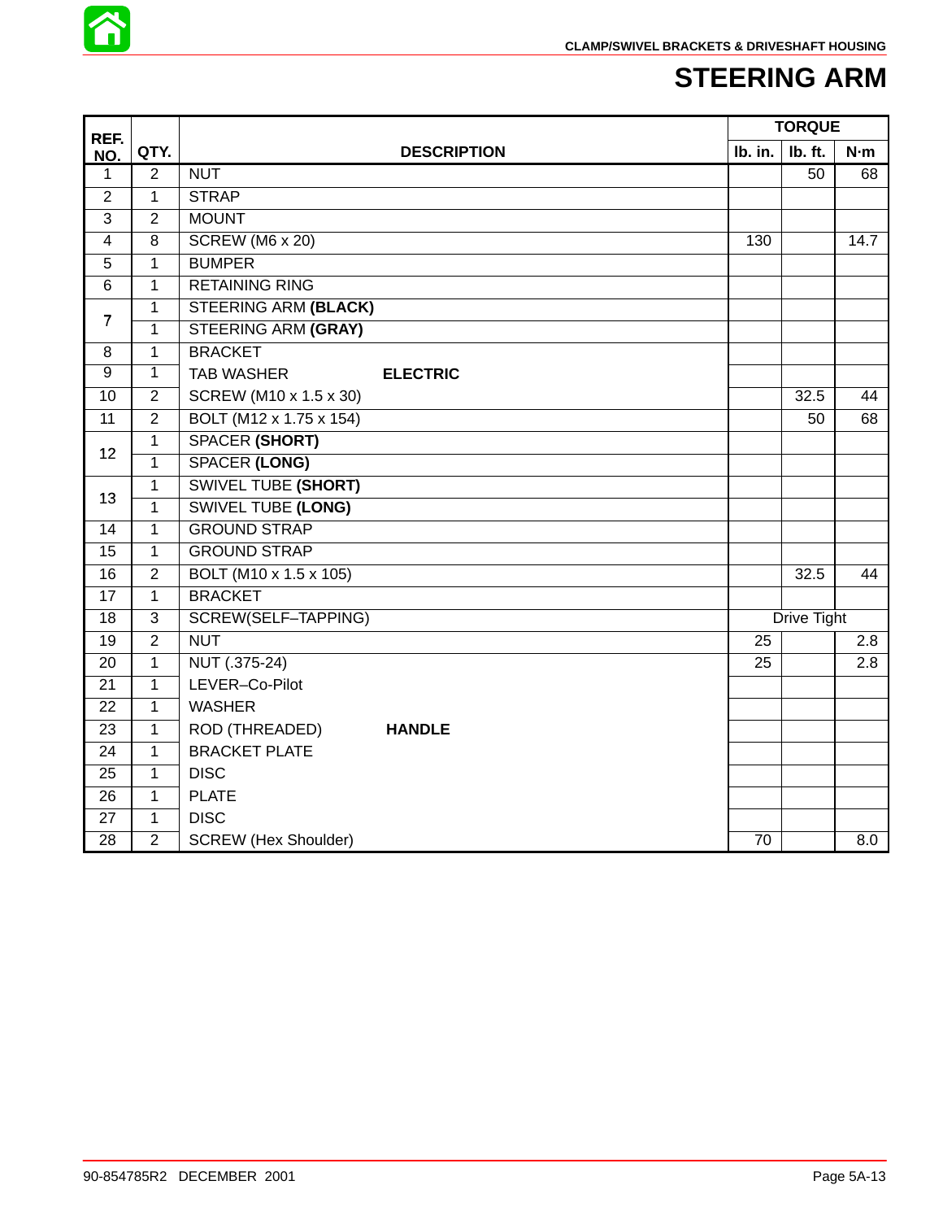# STEERING ARM

| REF. NO. | QTY. | DESCRIPTION | TORQUE | | |
|---|---|---|---|---|---|
| | | | lb. in. | lb. ft. | N·m |
| 1 | 2 | NUT | | 50 | 68 |
| 2 | 1 | STRAP | | | |
| 3 | 2 | MOUNT | | | |
| 4 | 8 | SCREW (M6 x 20) | 130 | | 14.7 |
| 5 | 1 | BUMPER | | | |
| 6 | 1 | RETAINING RING | | | |
| 7 | 1 | STEERING ARM **(BLACK)** | | | |
| | 1 | STEERING ARM **(GRAY)** | | | |
| 8 | 1 | BRACKET | | | |
| 9 | 1 | TAB WASHER **ELECTRIC** | | | |
| 10 | 2 | SCREW (M10 x 1.5 x 30) | | 32.5 | 44 |
| 11 | 2 | BOLT (M12 x 1.75 x 154) | | 50 | 68 |
| 12 | 1 | SPACER **(SHORT)** | | | |
| | 1 | SPACER **(LONG)** | | | |
| 13 | 1 | SWIVEL TUBE **(SHORT)** | | | |
| | 1 | SWIVEL TUBE **(LONG)** | | | |
| 14 | 1 | GROUND STRAP | | | |
| 15 | 1 | GROUND STRAP | | | |
| 16 | 2 | BOLT (M10 x 1.5 x 105) | | 32.5 | 44 |
| 17 | 1 | BRACKET | | | |
| 18 | 3 | SCREW(SELF–TAPPING) | Drive Tight | | |
| 19 | 2 | NUT | 25 | | 2.8 |
| 20 | 1 | NUT (.375-24) | 25 | | 2.8 |
| 21 | 1 | LEVER–Co-Pilot | | | |
| 22 | 1 | WASHER | | | |
| 23 | 1 | ROD (THREADED) **HANDLE** | | | |
| 24 | 1 | BRACKET PLATE | | | |
| 25 | 1 | DISC | | | |
| 26 | 1 | PLATE | | | |
| 27 | 1 | DISC | | | |
| 28 | 2 | SCREW (Hex Shoulder) | 70 | | 8.0 |